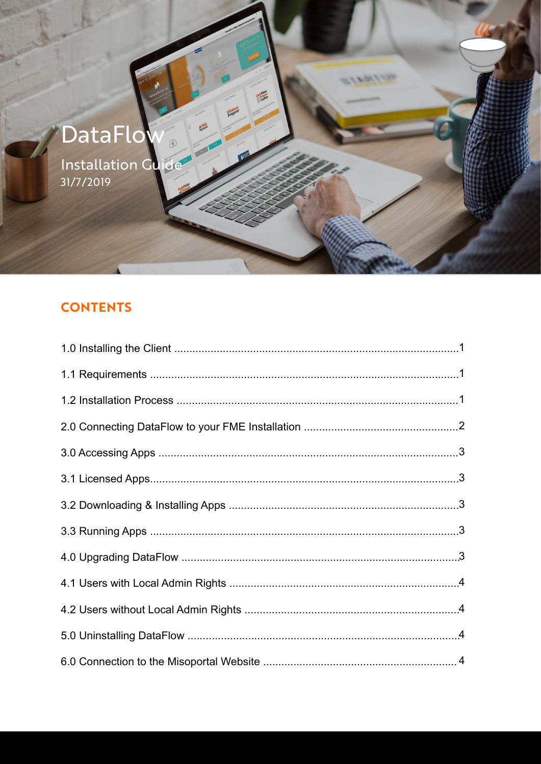# DataFlow

Installation Guide

31/7/2019

## CONTENTS

1.0 Installing the Client ............................................................................................1

1.1 Requirements ....................................................................................................1

1.2 Installation Process ............................................................................................1

2.0 Connecting DataFlow to your FME Installation ...................................................2

3.0 Accessing Apps ..................................................................................................3

3.1 Licensed Apps.....................................................................................................3

3.2 Downloading & Installing Apps ...........................................................................3

3.3 Running Apps .....................................................................................................3

4.0 Upgrading DataFlow ...........................................................................................3

4.1 Users with Local Admin Rights ...........................................................................4

4.2 Users without Local Admin Rights ......................................................................4

5.0 Uninstalling DataFlow .........................................................................................4

6.0 Connection to the Misoportal Website ................................................................4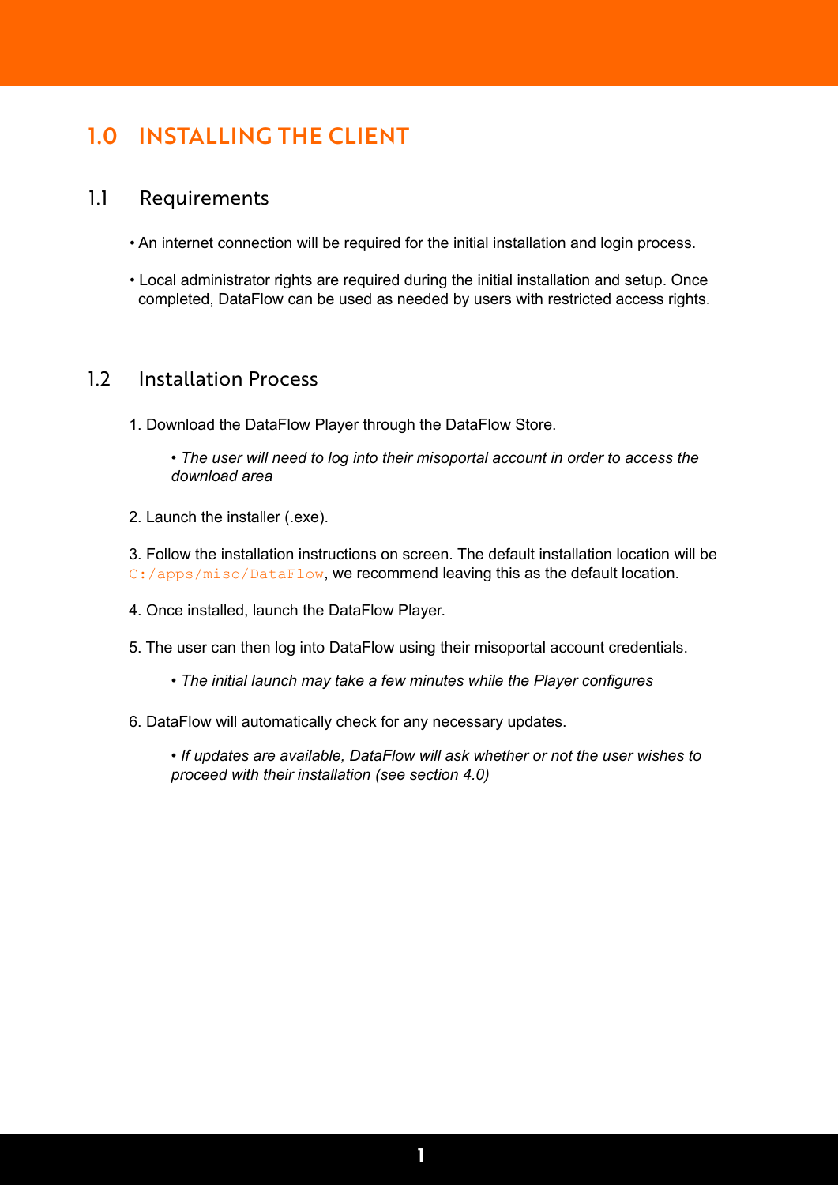# 1.0 INSTALLING THE CLIENT

## 1.1 Requirements

- An internet connection will be required for the initial installation and login process.
- Local administrator rights are required during the initial installation and setup. Once completed, DataFlow can be used as needed by users with restricted access rights.

## 1.2 Installation Process

1. Download the DataFlow Player through the DataFlow Store.

    - *The user will need to log into their misoportal account in order to access the download area*

2. Launch the installer (.exe).

3. Follow the installation instructions on screen. The default installation location will be `C:/apps/miso/DataFlow`, we recommend leaving this as the default location.

4. Once installed, launch the DataFlow Player.

5. The user can then log into DataFlow using their misoportal account credentials.

    - *The initial launch may take a few minutes while the Player configures*

6. DataFlow will automatically check for any necessary updates.

    - *If updates are available, DataFlow will ask whether or not the user wishes to proceed with their installation (see section 4.0)*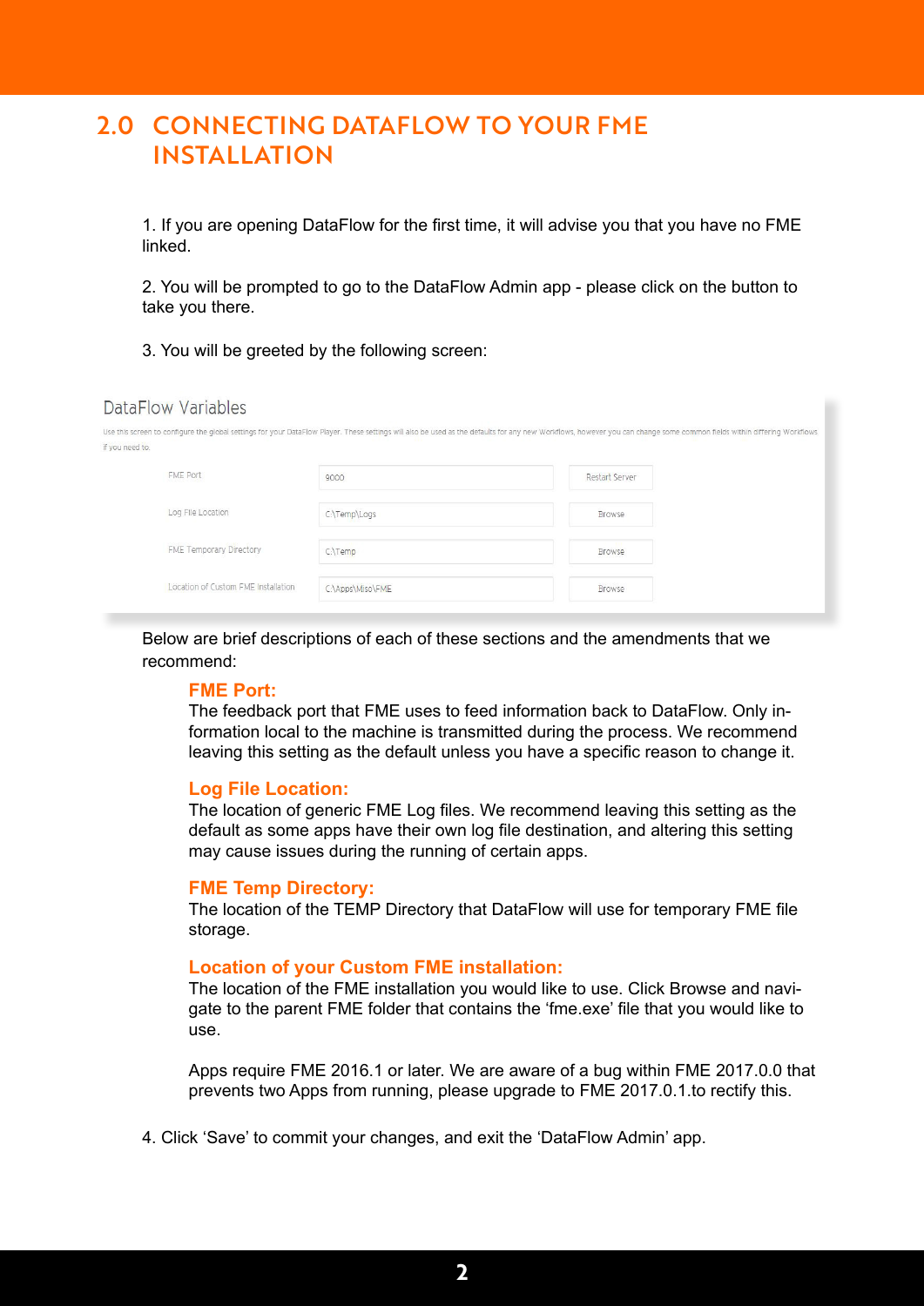# 2.0 CONNECTING DATAFLOW TO YOUR FME INSTALLATION

1. If you are opening DataFlow for the first time, it will advise you that you have no FME linked.

2. You will be prompted to go to the DataFlow Admin app - please click on the button to take you there.

3. You will be greeted by the following screen:

DataFlow Variables

Use this screen to configure the global settings for your DataFlow Player. These settings will also be used as the defaults for any new Workflows, however you can change some common fields within differing Workflows if you need to.

| | | |
|---|---|---|
| FME Port | 9000 | Restart Server |
| Log File Location | C:\Temp\Logs | Browse |
| FME Temporary Directory | C:\Temp | Browse |
| Location of Custom FME Installation | C:\Apps\Miso\FME | Browse |

Below are brief descriptions of each of these sections and the amendments that we recommend:

### FME Port:
The feedback port that FME uses to feed information back to DataFlow. Only information local to the machine is transmitted during the process. We recommend leaving this setting as the default unless you have a specific reason to change it.

### Log File Location:
The location of generic FME Log files. We recommend leaving this setting as the default as some apps have their own log file destination, and altering this setting may cause issues during the running of certain apps.

### FME Temp Directory:
The location of the TEMP Directory that DataFlow will use for temporary FME file storage.

### Location of your Custom FME installation:
The location of the FME installation you would like to use. Click Browse and navigate to the parent FME folder that contains the 'fme.exe' file that you would like to use.

Apps require FME 2016.1 or later. We are aware of a bug within FME 2017.0.0 that prevents two Apps from running, please upgrade to FME 2017.0.1.to rectify this.

4. Click 'Save' to commit your changes, and exit the 'DataFlow Admin' app.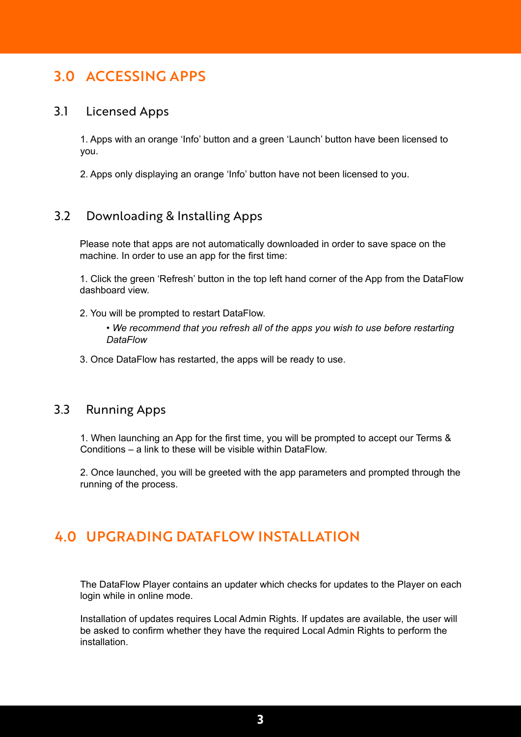# 3.0 ACCESSING APPS

## 3.1 Licensed Apps

1. Apps with an orange 'Info' button and a green 'Launch' button have been licensed to you.

2. Apps only displaying an orange 'Info' button have not been licensed to you.

## 3.2 Downloading & Installing Apps

Please note that apps are not automatically downloaded in order to save space on the machine. In order to use an app for the first time:

1. Click the green 'Refresh' button in the top left hand corner of the App from the DataFlow dashboard view.

2. You will be prompted to restart DataFlow.
   - *We recommend that you refresh all of the apps you wish to use before restarting DataFlow*

3. Once DataFlow has restarted, the apps will be ready to use.

## 3.3 Running Apps

1. When launching an App for the first time, you will be prompted to accept our Terms & Conditions – a link to these will be visible within DataFlow.

2. Once launched, you will be greeted with the app parameters and prompted through the running of the process.

# 4.0 UPGRADING DATAFLOW INSTALLATION

The DataFlow Player contains an updater which checks for updates to the Player on each login while in online mode.

Installation of updates requires Local Admin Rights. If updates are available, the user will be asked to confirm whether they have the required Local Admin Rights to perform the installation.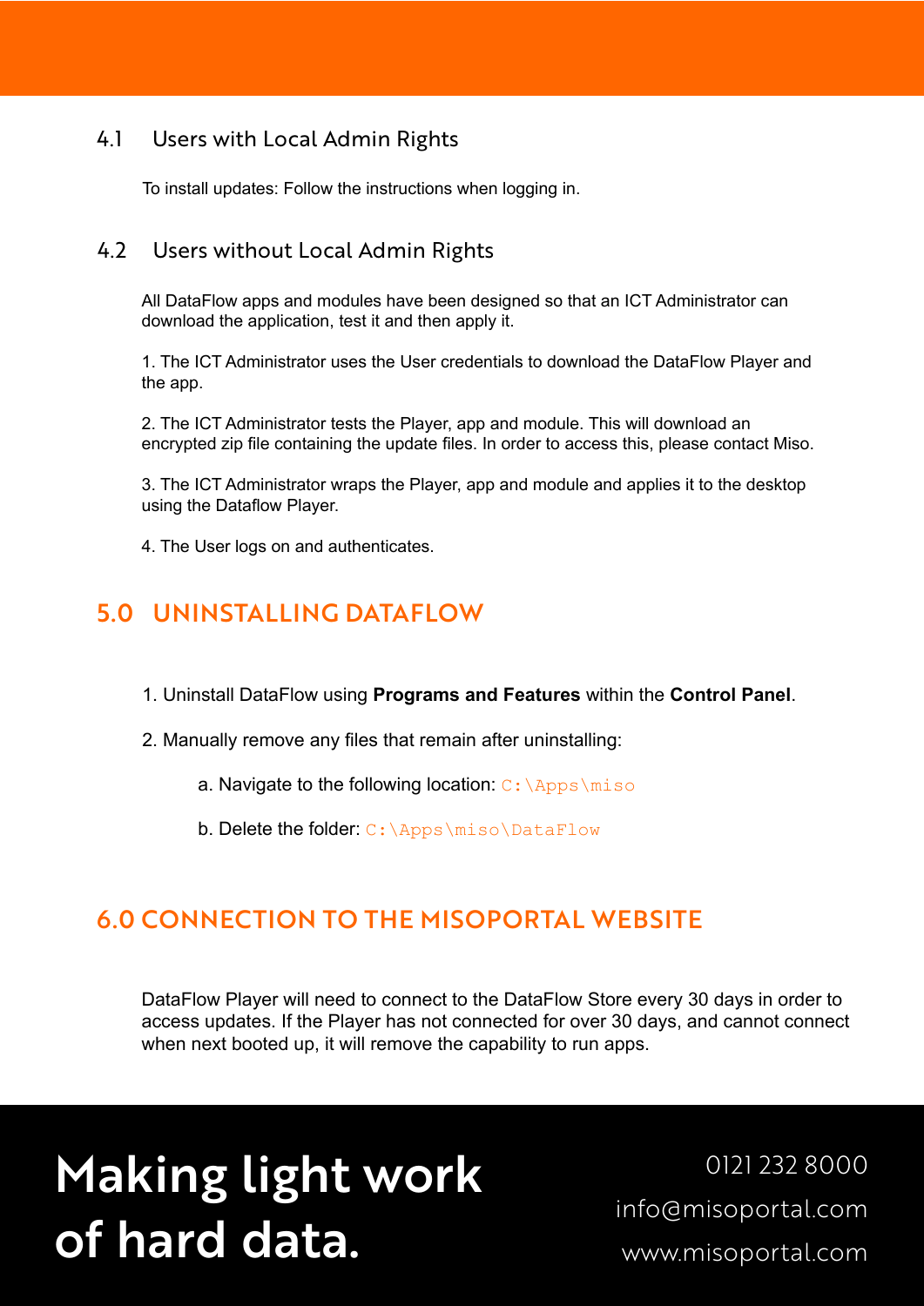### 4.1 Users with Local Admin Rights

To install updates: Follow the instructions when logging in.

### 4.2 Users without Local Admin Rights

All DataFlow apps and modules have been designed so that an ICT Administrator can download the application, test it and then apply it.

1. The ICT Administrator uses the User credentials to download the DataFlow Player and the app.

2. The ICT Administrator tests the Player, app and module. This will download an encrypted zip file containing the update files. In order to access this, please contact Miso.

3. The ICT Administrator wraps the Player, app and module and applies it to the desktop using the Dataflow Player.

4. The User logs on and authenticates.

## 5.0 UNINSTALLING DATAFLOW

1. Uninstall DataFlow using **Programs and Features** within the **Control Panel**.

2. Manually remove any files that remain after uninstalling:

    a. Navigate to the following location: `C:\Apps\miso`

    b. Delete the folder: `C:\Apps\miso\DataFlow`

## 6.0 CONNECTION TO THE MISOPORTAL WEBSITE

DataFlow Player will need to connect to the DataFlow Store every 30 days in order to access updates. If the Player has not connected for over 30 days, and cannot connect when next booted up, it will remove the capability to run apps.

**Making light work of hard data.**

0121 232 8000
info@misoportal.com
www.misoportal.com